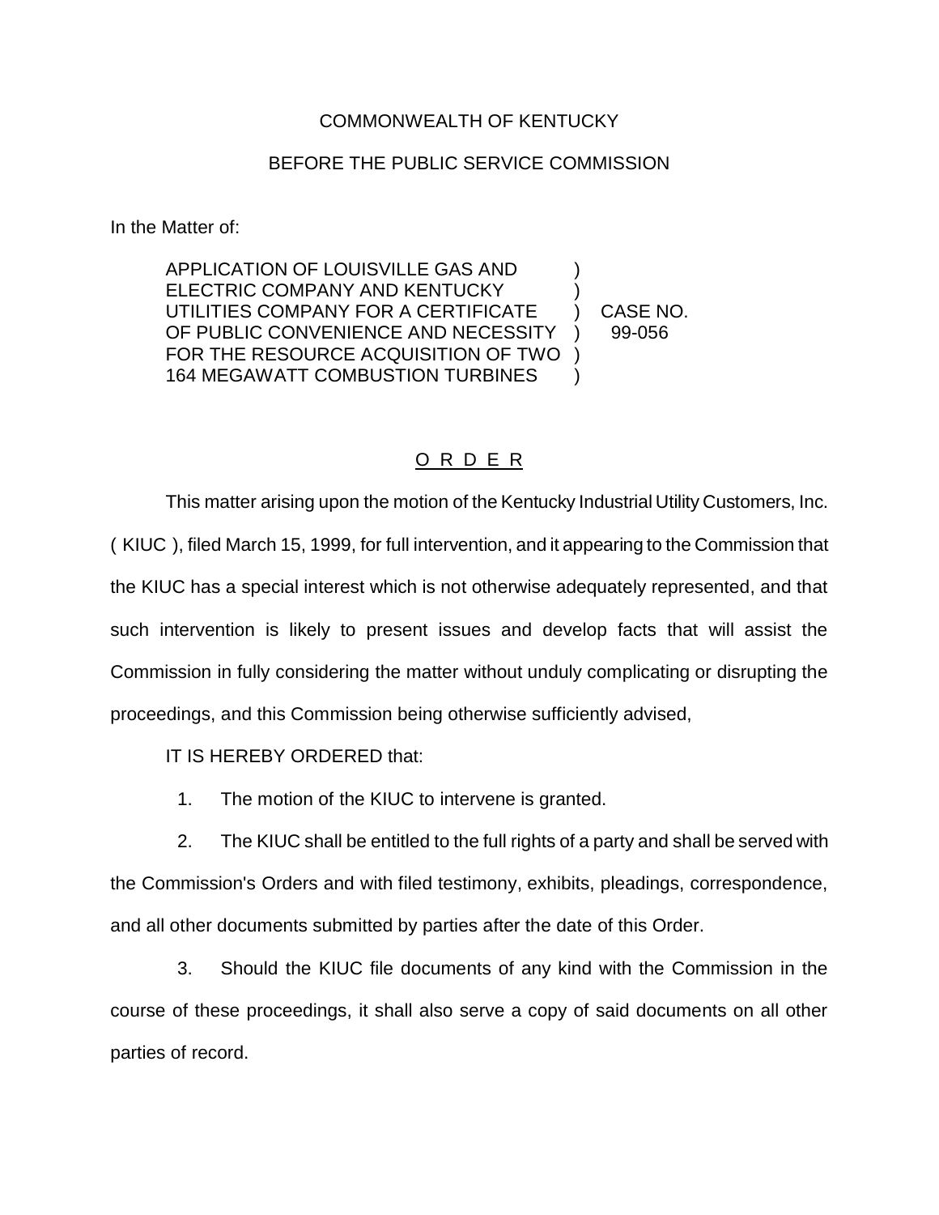COMMONWEALTH OF KENTUCKY

BEFORE THE PUBLIC SERVICE COMMISSION

In the Matter of:

| | | |
|---|---|---|
| APPLICATION OF LOUISVILLE GAS AND ELECTRIC COMPANY AND KENTUCKY UTILITIES COMPANY FOR A CERTIFICATE OF PUBLIC CONVENIENCE AND NECESSITY FOR THE RESOURCE ACQUISITION OF TWO 164 MEGAWATT COMBUSTION TURBINES | ) | CASE NO. 99-056 |

## O R D E R

This matter arising upon the motion of the Kentucky Industrial Utility Customers, Inc. ( KIUC ), filed March 15, 1999, for full intervention, and it appearing to the Commission that the KIUC has a special interest which is not otherwise adequately represented, and that such intervention is likely to present issues and develop facts that will assist the Commission in fully considering the matter without unduly complicating or disrupting the proceedings, and this Commission being otherwise sufficiently advised,

IT IS HEREBY ORDERED that:

1. The motion of the KIUC to intervene is granted.

2. The KIUC shall be entitled to the full rights of a party and shall be served with the Commission's Orders and with filed testimony, exhibits, pleadings, correspondence, and all other documents submitted by parties after the date of this Order.

3. Should the KIUC file documents of any kind with the Commission in the course of these proceedings, it shall also serve a copy of said documents on all other parties of record.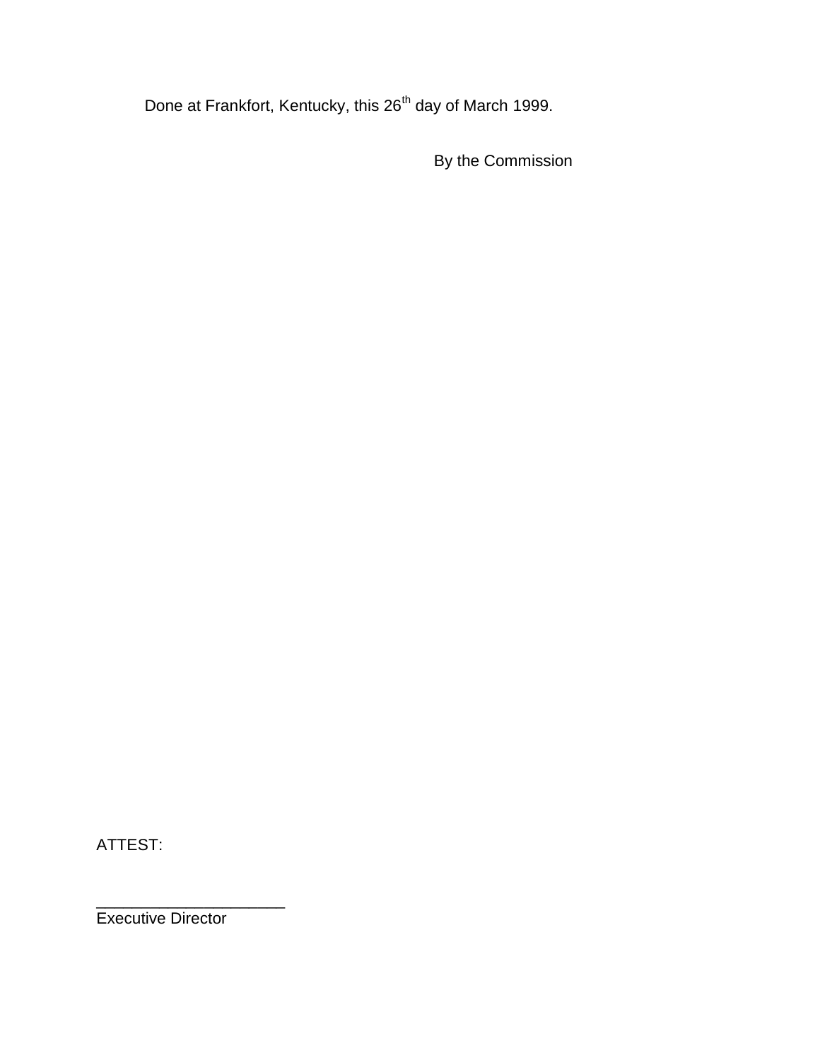Done at Frankfort, Kentucky, this 26th day of March 1999.

By the Commission

ATTEST:

_____________________
Executive Director